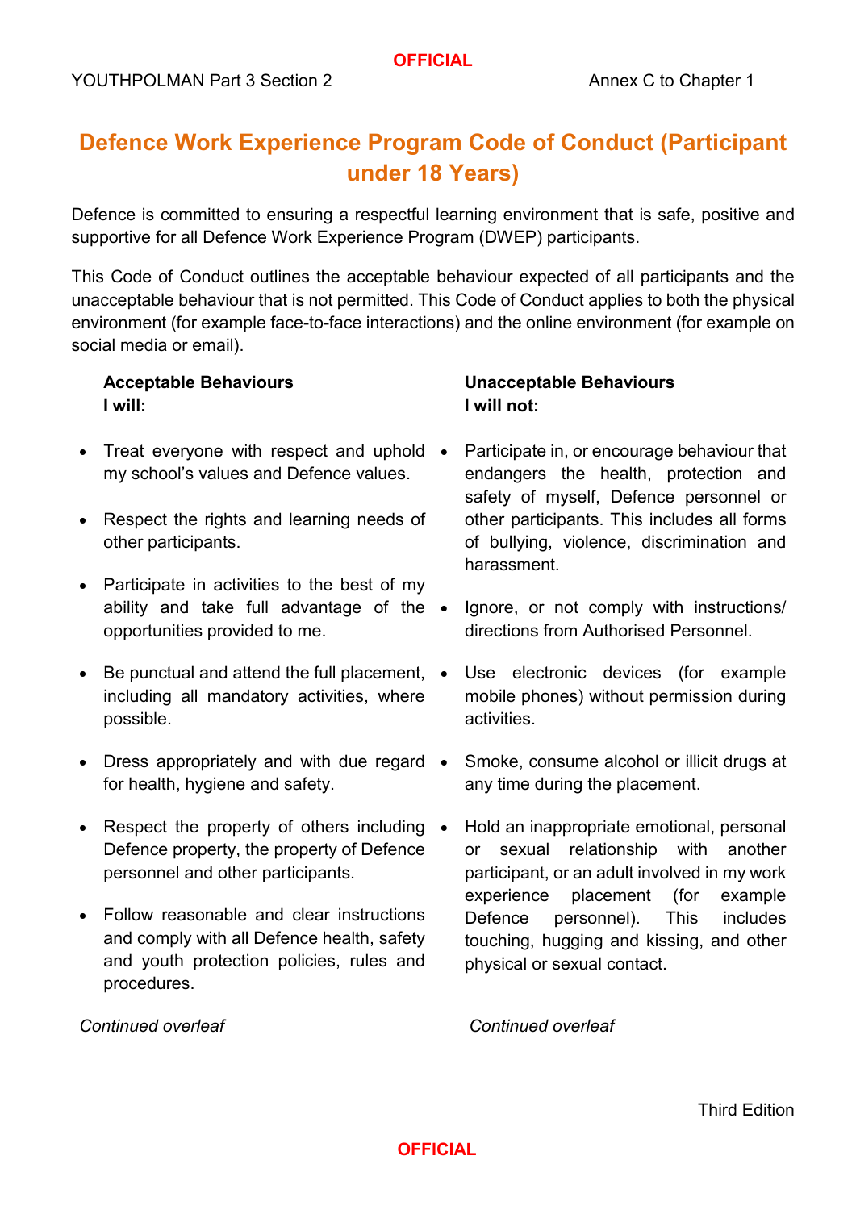# Defence Work Experience Program Code of Conduct (Participant under 18 Years)

Defence is committed to ensuring a respectful learning environment that is safe, positive and supportive for all Defence Work Experience Program (DWEP) participants.

This Code of Conduct outlines the acceptable behaviour expected of all participants and the unacceptable behaviour that is not permitted. This Code of Conduct applies to both the physical environment (for example face-to-face interactions) and the online environment (for example on social media or email).

**Acceptable Behaviours**
**I will:**

- Treat everyone with respect and uphold my school's values and Defence values.
- Respect the rights and learning needs of other participants.
- Participate in activities to the best of my ability and take full advantage of the opportunities provided to me.
- Be punctual and attend the full placement, including all mandatory activities, where possible.
- Dress appropriately and with due regard for health, hygiene and safety.
- Respect the property of others including Defence property, the property of Defence personnel and other participants.
- Follow reasonable and clear instructions and comply with all Defence health, safety and youth protection policies, rules and procedures.

*Continued overleaf*

**Unacceptable Behaviours**
**I will not:**

- Participate in, or encourage behaviour that endangers the health, protection and safety of myself, Defence personnel or other participants. This includes all forms of bullying, violence, discrimination and harassment.
- Ignore, or not comply with instructions/ directions from Authorised Personnel.
- Use electronic devices (for example mobile phones) without permission during activities.
- Smoke, consume alcohol or illicit drugs at any time during the placement.
- Hold an inappropriate emotional, personal or sexual relationship with another participant, or an adult involved in my work experience placement (for example Defence personnel). This includes touching, hugging and kissing, and other physical or sexual contact.

*Continued overleaf*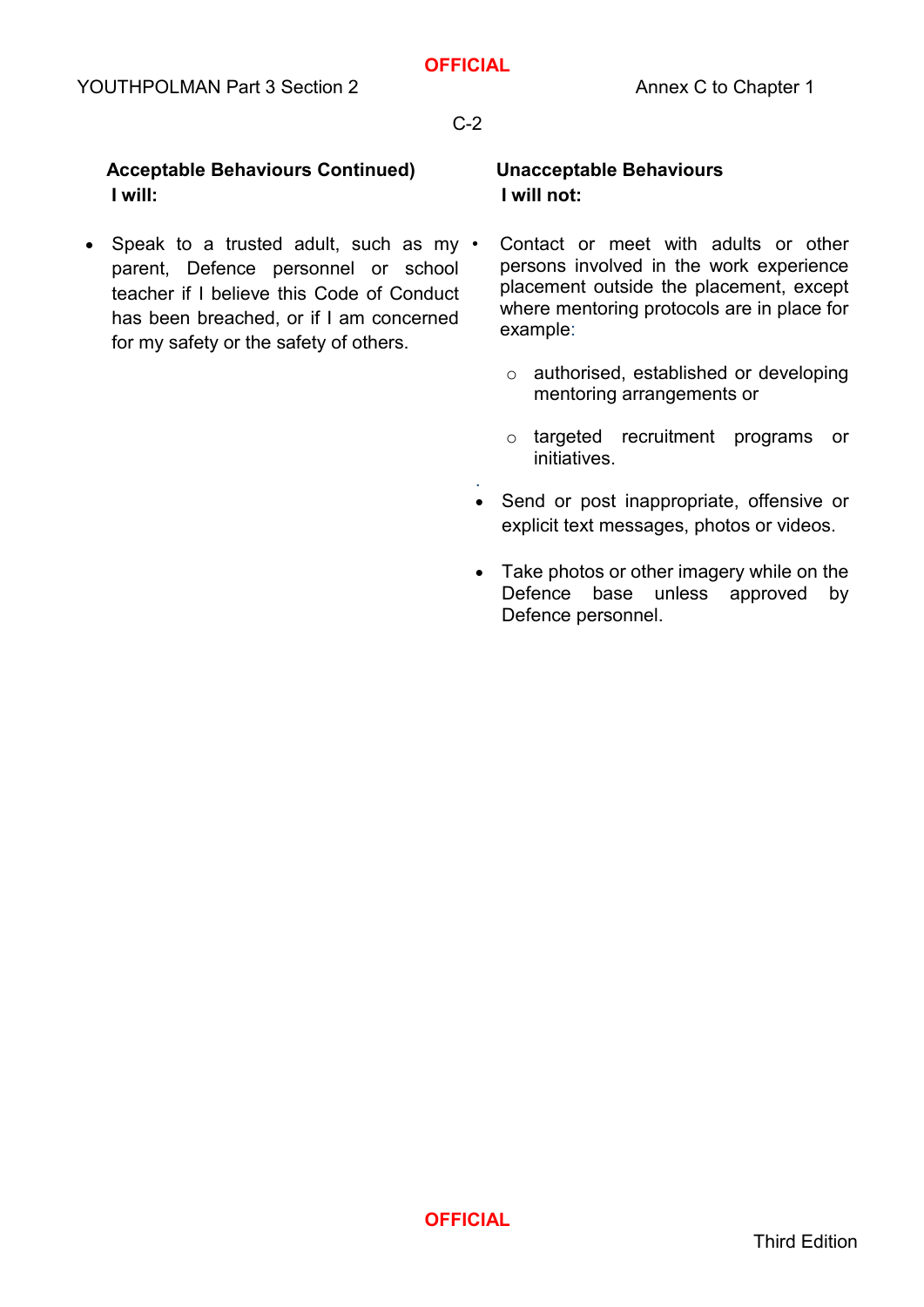**Acceptable Behaviours Continued)**
**I will:**

- Speak to a trusted adult, such as my parent, Defence personnel or school teacher if I believe this Code of Conduct has been breached, or if I am concerned for my safety or the safety of others.

**Unacceptable Behaviours**
**I will not:**

- Contact or meet with adults or other persons involved in the work experience placement outside the placement, except where mentoring protocols are in place for example:
  - authorised, established or developing mentoring arrangements or
  - targeted recruitment programs or initiatives.
- Send or post inappropriate, offensive or explicit text messages, photos or videos.
- Take photos or other imagery while on the Defence base unless approved by Defence personnel.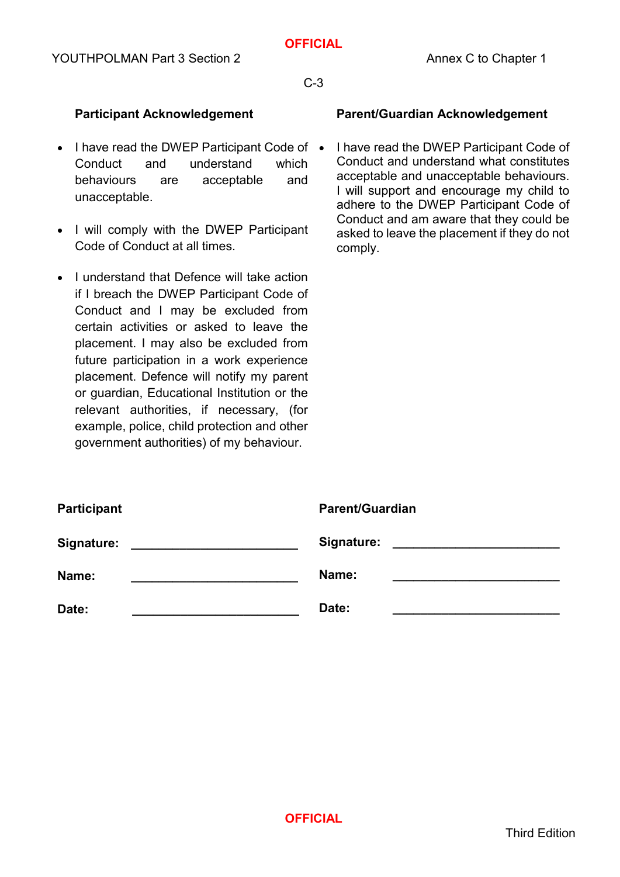**Participant Acknowledgement**

- I have read the DWEP Participant Code of Conduct and understand which behaviours are acceptable and unacceptable.
- I will comply with the DWEP Participant Code of Conduct at all times.
- I understand that Defence will take action if I breach the DWEP Participant Code of Conduct and I may be excluded from certain activities or asked to leave the placement. I may also be excluded from future participation in a work experience placement. Defence will notify my parent or guardian, Educational Institution or the relevant authorities, if necessary, (for example, police, child protection and other government authorities) of my behaviour.

**Parent/Guardian Acknowledgement**

- I have read the DWEP Participant Code of Conduct and understand what constitutes acceptable and unacceptable behaviours. I will support and encourage my child to adhere to the DWEP Participant Code of Conduct and am aware that they could be asked to leave the placement if they do not comply.

**Participant**

**Signature:** ________________________

**Name:** ________________________

**Date:** ________________________

**Parent/Guardian**

**Signature:** ________________________

**Name:** ________________________

**Date:** ________________________